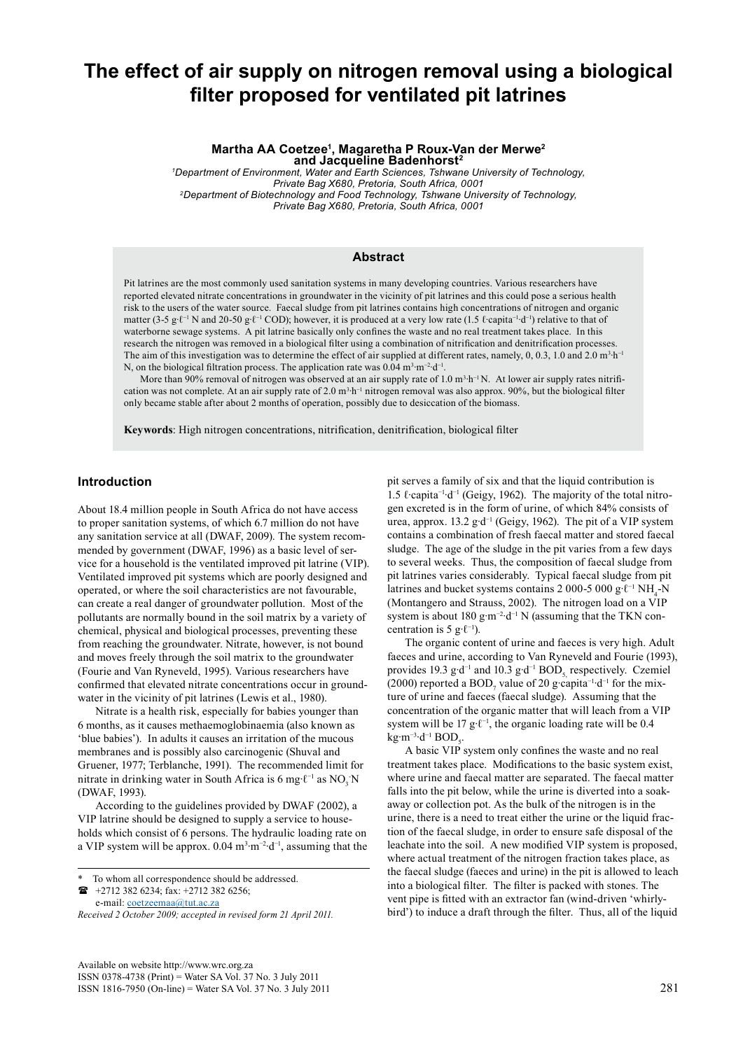# The effect of air supply on nitrogen removal using a biological filter proposed for ventilated pit latrines

**Martha AA Coetzee[1], Magaretha P Roux-Van der Merwe[2] and Jacqueline Badenhorst[2]**

[1]*Department of Environment, Water and Earth Sciences, Tshwane University of Technology, Private Bag X680, Pretoria, South Africa, 0001*

[2]*Department of Biotechnology and Food Technology, Tshwane University of Technology, Private Bag X680, Pretoria, South Africa, 0001*

## Abstract

Pit latrines are the most commonly used sanitation systems in many developing countries. Various researchers have reported elevated nitrate concentrations in groundwater in the vicinity of pit latrines and this could pose a serious health risk to the users of the water source. Faecal sludge from pit latrines contains high concentrations of nitrogen and organic matter (3-5 $g \cdot \ell^{-1}$ N and 20-50 $g \cdot \ell^{-1}$ COD); however, it is produced at a very low rate (1.5 $\ell \cdot capita^{-1} \cdot d^{-1}$) relative to that of waterborne sewage systems. A pit latrine basically only confines the waste and no real treatment takes place. In this research the nitrogen was removed in a biological filter using a combination of nitrification and denitrification processes. The aim of this investigation was to determine the effect of air supplied at different rates, namely, 0, 0.3, 1.0 and 2.0 $m^3 \cdot h^{-1}$ N, on the biological filtration process. The application rate was 0.04 $m^3 \cdot m^{-2} \cdot d^{-1}$.

More than 90% removal of nitrogen was observed at an air supply rate of 1.0 $m^3 \cdot h^{-1}$ N. At lower air supply rates nitrification was not complete. At an air supply rate of 2.0 $m^3 \cdot h^{-1}$ nitrogen removal was also approx. 90%, but the biological filter only became stable after about 2 months of operation, possibly due to desiccation of the biomass.

**Keywords**: High nitrogen concentrations, nitrification, denitrification, biological filter

## Introduction

About 18.4 million people in South Africa do not have access to proper sanitation systems, of which 6.7 million do not have any sanitation service at all (DWAF, 2009). The system recommended by government (DWAF, 1996) as a basic level of service for a household is the ventilated improved pit latrine (VIP). Ventilated improved pit systems which are poorly designed and operated, or where the soil characteristics are not favourable, can create a real danger of groundwater pollution. Most of the pollutants are normally bound in the soil matrix by a variety of chemical, physical and biological processes, preventing these from reaching the groundwater. Nitrate, however, is not bound and moves freely through the soil matrix to the groundwater (Fourie and Van Ryneveld, 1995). Various researchers have confirmed that elevated nitrate concentrations occur in groundwater in the vicinity of pit latrines (Lewis et al., 1980).

Nitrate is a health risk, especially for babies younger than 6 months, as it causes methaemoglobinaemia (also known as 'blue babies'). In adults it causes an irritation of the mucous membranes and is possibly also carcinogenic (Shuval and Gruener, 1977; Terblanche, 1991). The recommended limit for nitrate in drinking water in South Africa is 6 $mg \cdot \ell^{-1}$ as $NO_3^-$-N (DWAF, 1993).

According to the guidelines provided by DWAF (2002), a VIP latrine should be designed to supply a service to households which consist of 6 persons. The hydraulic loading rate on a VIP system will be approx. 0.04 $m^3 \cdot m^{-2} \cdot d^{-1}$, assuming that the pit serves a family of six and that the liquid contribution is 1.5 $\ell \cdot capita^{-1} \cdot d^{-1}$ (Geigy, 1962). The majority of the total nitrogen excreted is in the form of urine, of which 84% consists of urea, approx. 13.2 $g \cdot d^{-1}$ (Geigy, 1962). The pit of a VIP system contains a combination of fresh faecal matter and stored faecal sludge. The age of the sludge in the pit varies from a few days to several weeks. Thus, the composition of faecal sludge from pit latrines varies considerably. Typical faecal sludge from pit latrines and bucket systems contains 2 000-5 000 $g \cdot \ell^{-1}$ $NH_4$-N (Montangero and Strauss, 2002). The nitrogen load on a VIP system is about 180 $g \cdot m^{-2} \cdot d^{-1}$ N (assuming that the TKN concentration is 5 $g \cdot \ell^{-1}$).

The organic content of urine and faeces is very high. Adult faeces and urine, according to Van Ryneveld and Fourie (1993), provides 19.3 $g \cdot d^{-1}$ and 10.3 $g \cdot d^{-1}$ $BOD_5$ respectively. Czemiel (2000) reported a $BOD_7$ value of 20 $g \cdot capita^{-1} \cdot d^{-1}$ for the mixture of urine and faeces (faecal sludge). Assuming that the concentration of the organic matter that will leach from a VIP system will be 17 $g \cdot \ell^{-1}$, the organic loading rate will be 0.4 $kg \cdot m^{-3} \cdot d^{-1}$ $BOD_5$.

A basic VIP system only confines the waste and no real treatment takes place. Modifications to the basic system exist, where urine and faecal matter are separated. The faecal matter falls into the pit below, while the urine is diverted into a soakaway or collection pot. As the bulk of the nitrogen is in the urine, there is a need to treat either the urine or the liquid fraction of the faecal sludge, in order to ensure safe disposal of the leachate into the soil. A new modified VIP system is proposed, where actual treatment of the nitrogen fraction takes place, as the faecal sludge (faeces and urine) in the pit is allowed to leach into a biological filter. The filter is packed with stones. The vent pipe is fitted with an extractor fan (wind-driven 'whirlybird') to induce a draft through the filter. Thus, all of the liquid

\* To whom all correspondence should be addressed.
☎ +2712 382 6234; fax: +2712 382 6256;
e-mail: coetzeemaa@tut.ac.za

*Received 2 October 2009; accepted in revised form 21 April 2011.*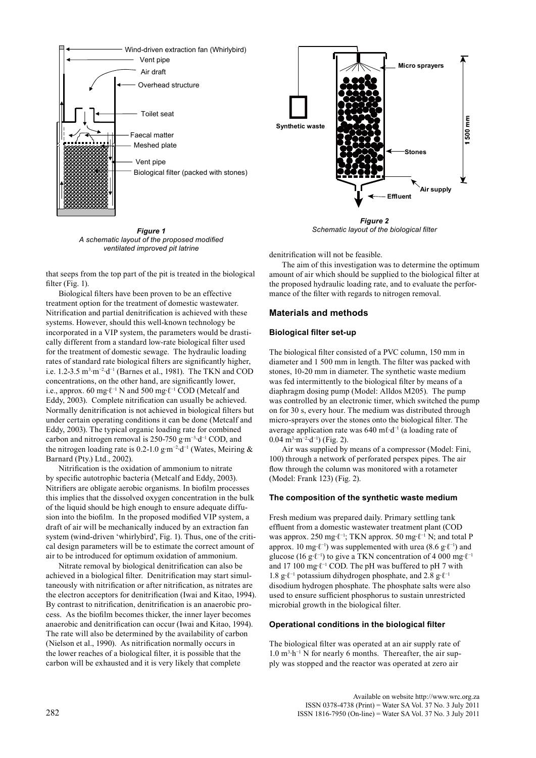*Figure 1*
*A schematic layout of the proposed modified ventilated improved pit latrine*

*Figure 2*
*Schematic layout of the biological filter*

that seeps from the top part of the pit is treated in the biological filter (Fig. 1).

Biological filters have been proven to be an effective treatment option for the treatment of domestic wastewater. Nitrification and partial denitrification is achieved with these systems. However, should this well-known technology be incorporated in a VIP system, the parameters would be drastically different from a standard low-rate biological filter used for the treatment of domestic sewage. The hydraulic loading rates of standard rate biological filters are significantly higher, i.e. 1.2-3.5 $m^3 \cdot m^{-2} \cdot d^{-1}$ (Barnes et al., 1981). The TKN and COD concentrations, on the other hand, are significantly lower, i.e., approx. 60 $mg \cdot \ell^{-1}$ N and 500 $mg \cdot \ell^{-1}$ COD (Metcalf and Eddy, 2003). Complete nitrification can usually be achieved. Normally denitrification is not achieved in biological filters but under certain operating conditions it can be done (Metcalf and Eddy, 2003). The typical organic loading rate for combined carbon and nitrogen removal is 250-750 $g \cdot m^{-3} \cdot d^{-1}$ COD, and the nitrogen loading rate is 0.2-1.0 $g \cdot m^{-2} \cdot d^{-1}$ (Wates, Meiring & Barnard (Pty.) Ltd., 2002).

Nitrification is the oxidation of ammonium to nitrate by specific autotrophic bacteria (Metcalf and Eddy, 2003). Nitrifiers are obligate aerobic organisms. In biofilm processes this implies that the dissolved oxygen concentration in the bulk of the liquid should be high enough to ensure adequate diffusion into the biofilm. In the proposed modified VIP system, a draft of air will be mechanically induced by an extraction fan system (wind-driven 'whirlybird', Fig. 1). Thus, one of the critical design parameters will be to estimate the correct amount of air to be introduced for optimum oxidation of ammonium.

Nitrate removal by biological denitrification can also be achieved in a biological filter. Denitrification may start simultaneously with nitrification or after nitrification, as nitrates are the electron acceptors for denitrification (Iwai and Kitao, 1994). By contrast to nitrification, denitrification is an anaerobic process. As the biofilm becomes thicker, the inner layer becomes anaerobic and denitrification can occur (Iwai and Kitao, 1994). The rate will also be determined by the availability of carbon (Nielson et al., 1990). As nitrification normally occurs in the lower reaches of a biological filter, it is possible that the carbon will be exhausted and it is very likely that complete denitrification will not be feasible.

The aim of this investigation was to determine the optimum amount of air which should be supplied to the biological filter at the proposed hydraulic loading rate, and to evaluate the performance of the filter with regards to nitrogen removal.

## Materials and methods

### Biological filter set-up

The biological filter consisted of a PVC column, 150 mm in diameter and 1 500 mm in length. The filter was packed with stones, 10-20 mm in diameter. The synthetic waste medium was fed intermittently to the biological filter by means of a diaphragm dosing pump (Model: Alldos M205). The pump was controlled by an electronic timer, which switched the pump on for 30 s, every hour. The medium was distributed through micro-sprayers over the stones onto the biological filter. The average application rate was 640 $m\ell \cdot d^{-1}$ (a loading rate of 0.04 $m^3 \cdot m^{-2} \cdot d^{-1}$) (Fig. 2).

Air was supplied by means of a compressor (Model: Fini, 100) through a network of perforated perspex pipes. The air flow through the column was monitored with a rotameter (Model: Frank 123) (Fig. 2).

### The composition of the synthetic waste medium

Fresh medium was prepared daily. Primary settling tank effluent from a domestic wastewater treatment plant (COD was approx. 250 $mg \cdot \ell^{-1}$; TKN approx. 50 $mg \cdot \ell^{-1}$ N; and total P approx. 10 $mg \cdot \ell^{-1}$) was supplemented with urea (8.6 $g \cdot \ell^{-1}$) and glucose (16 $g \cdot \ell^{-1}$) to give a TKN concentration of 4 000 $mg \cdot \ell^{-1}$ and 17 100 $mg \cdot \ell^{-1}$ COD. The pH was buffered to pH 7 with 1.8 $g \cdot \ell^{-1}$ potassium dihydrogen phosphate, and 2.8 $g \cdot \ell^{-1}$ disodium hydrogen phosphate. The phosphate salts were also used to ensure sufficient phosphorus to sustain unrestricted microbial growth in the biological filter.

### Operational conditions in the biological filter

The biological filter was operated at an air supply rate of 1.0 $m^3 \cdot h^{-1}$ N for nearly 6 months. Thereafter, the air supply was stopped and the reactor was operated at zero air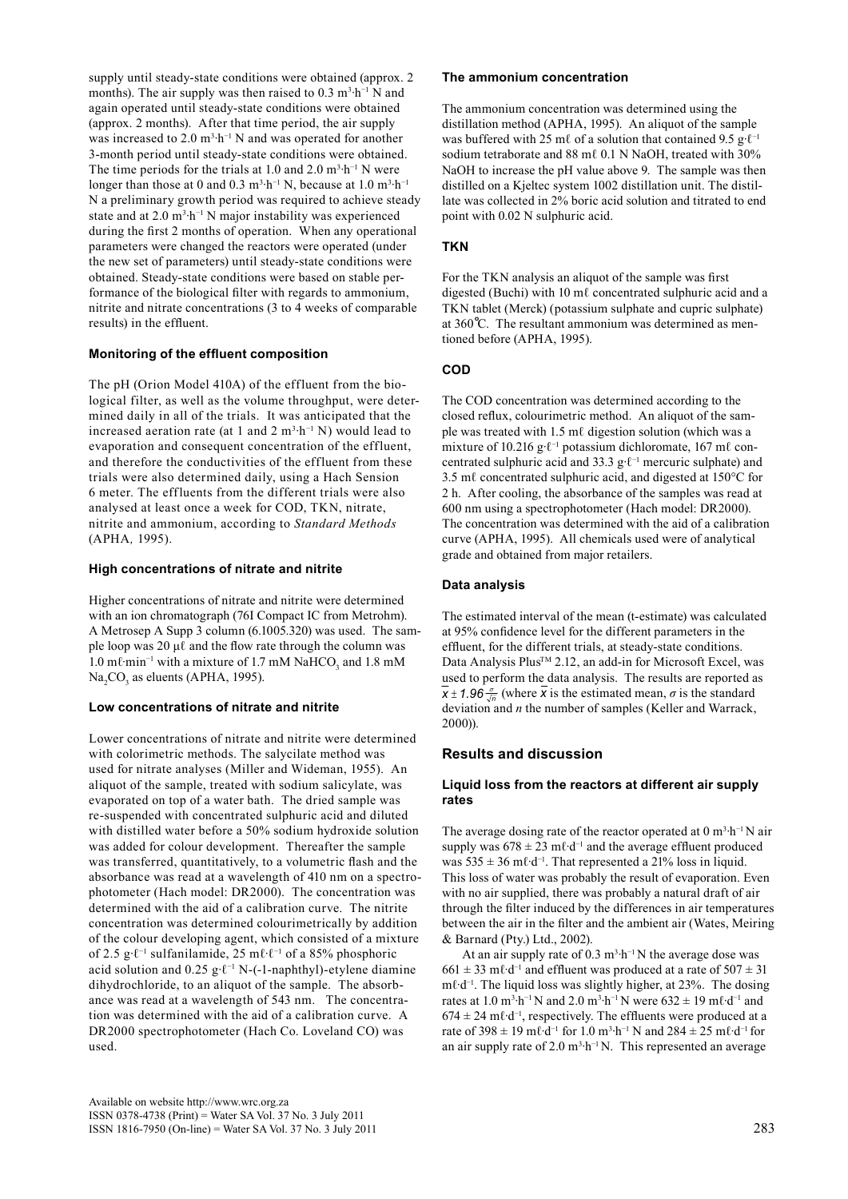supply until steady-state conditions were obtained (approx. 2 months). The air supply was then raised to 0.3 $m^3 \cdot h^{-1}$ N and again operated until steady-state conditions were obtained (approx. 2 months). After that time period, the air supply was increased to 2.0 $m^3 \cdot h^{-1}$ N and was operated for another 3-month period until steady-state conditions were obtained. The time periods for the trials at 1.0 and 2.0 $m^3 \cdot h^{-1}$ N were longer than those at 0 and 0.3 $m^3 \cdot h^{-1}$ N, because at 1.0 $m^3 \cdot h^{-1}$ N a preliminary growth period was required to achieve steady state and at 2.0 $m^3 \cdot h^{-1}$ N major instability was experienced during the first 2 months of operation. When any operational parameters were changed the reactors were operated (under the new set of parameters) until steady-state conditions were obtained. Steady-state conditions were based on stable performance of the biological filter with regards to ammonium, nitrite and nitrate concentrations (3 to 4 weeks of comparable results) in the effluent.

#### Monitoring of the effluent composition

The pH (Orion Model 410A) of the effluent from the biological filter, as well as the volume throughput, were determined daily in all of the trials. It was anticipated that the increased aeration rate (at 1 and 2 $m^3 \cdot h^{-1}$ N) would lead to evaporation and consequent concentration of the effluent, and therefore the conductivities of the effluent from these trials were also determined daily, using a Hach Sension 6 meter. The effluents from the different trials were also analysed at least once a week for COD, TKN, nitrate, nitrite and ammonium, according to *Standard Methods* (APHA*,* 1995).

#### High concentrations of nitrate and nitrite

Higher concentrations of nitrate and nitrite were determined with an ion chromatograph (76I Compact IC from Metrohm). A Metrosep A Supp 3 column (6.1005.320) was used. The sample loop was 20 μℓ and the flow rate through the column was 1.0 $m\ell \cdot min^{-1}$ with a mixture of 1.7 mM $NaHCO_3$ and 1.8 mM $Na_2CO_3$ as eluents (APHA, 1995).

#### Low concentrations of nitrate and nitrite

Lower concentrations of nitrate and nitrite were determined with colorimetric methods. The salycilate method was used for nitrate analyses (Miller and Wideman, 1955). An aliquot of the sample, treated with sodium salicylate, was evaporated on top of a water bath. The dried sample was re-suspended with concentrated sulphuric acid and diluted with distilled water before a 50% sodium hydroxide solution was added for colour development. Thereafter the sample was transferred, quantitatively, to a volumetric flash and the absorbance was read at a wavelength of 410 nm on a spectrophotometer (Hach model: DR2000). The concentration was determined with the aid of a calibration curve. The nitrite concentration was determined colourimetrically by addition of the colour developing agent, which consisted of a mixture of 2.5 $g \cdot \ell^{-1}$ sulfanilamide, 25 $m\ell \cdot \ell^{-1}$ of a 85% phosphoric acid solution and 0.25 $g \cdot \ell^{-1}$ N-(-1-naphthyl)-etylene diamine dihydrochloride, to an aliquot of the sample. The absorbance was read at a wavelength of 543 nm. The concentration was determined with the aid of a calibration curve. A DR2000 spectrophotometer (Hach Co. Loveland CO) was used.

#### The ammonium concentration

The ammonium concentration was determined using the distillation method (APHA, 1995). An aliquot of the sample was buffered with 25 mℓ of a solution that contained 9.5 $g \cdot \ell^{-1}$ sodium tetraborate and 88 mℓ 0.1 N NaOH, treated with 30% NaOH to increase the pH value above 9. The sample was then distilled on a Kjeltec system 1002 distillation unit. The distillate was collected in 2% boric acid solution and titrated to end point with 0.02 N sulphuric acid.

#### TKN

For the TKN analysis an aliquot of the sample was first digested (Buchi) with 10 mℓ concentrated sulphuric acid and a TKN tablet (Merck) (potassium sulphate and cupric sulphate) at 360°C. The resultant ammonium was determined as mentioned before (APHA, 1995).

#### COD

The COD concentration was determined according to the closed reflux, colourimetric method. An aliquot of the sample was treated with 1.5 mℓ digestion solution (which was a mixture of 10.216 $g \cdot \ell^{-1}$ potassium dichloromate, 167 mℓ concentrated sulphuric acid and 33.3 $g \cdot \ell^{-1}$ mercuric sulphate) and 3.5 mℓ concentrated sulphuric acid, and digested at 150°C for 2 h. After cooling, the absorbance of the samples was read at 600 nm using a spectrophotometer (Hach model: DR2000). The concentration was determined with the aid of a calibration curve (APHA, 1995). All chemicals used were of analytical grade and obtained from major retailers.

#### Data analysis

The estimated interval of the mean (t-estimate) was calculated at 95% confidence level for the different parameters in the effluent, for the different trials, at steady-state conditions. Data Analysis Plus™ 2.12, an add-in for Microsoft Excel, was used to perform the data analysis. The results are reported as $\overline{x} \pm 1.96\frac{\sigma}{\sqrt{n}}$ (where $\overline{x}$ is the estimated mean, $\sigma$ is the standard deviation and $n$ the number of samples (Keller and Warrack, 2000)).

## Results and discussion

#### Liquid loss from the reactors at different air supply rates

The average dosing rate of the reactor operated at 0 $m^3 \cdot h^{-1}$ N air supply was 678 ± 23 $m\ell \cdot d^{-1}$ and the average effluent produced was 535 ± 36 $m\ell \cdot d^{-1}$. That represented a 21% loss in liquid. This loss of water was probably the result of evaporation. Even with no air supplied, there was probably a natural draft of air through the filter induced by the differences in air temperatures between the air in the filter and the ambient air (Wates, Meiring & Barnard (Pty.) Ltd., 2002).

At an air supply rate of 0.3 $m^3 \cdot h^{-1}$ N the average dose was 661 ± 33 $m\ell \cdot d^{-1}$ and effluent was produced at a rate of 507 ± 31 $m\ell \cdot d^{-1}$. The liquid loss was slightly higher, at 23%. The dosing rates at 1.0 $m^3 \cdot h^{-1}$ N and 2.0 $m^3 \cdot h^{-1}$ N were 632 ± 19 $m\ell \cdot d^{-1}$ and 674 ± 24 $m\ell \cdot d^{-1}$, respectively. The effluents were produced at a rate of 398 ± 19 $m\ell \cdot d^{-1}$ for 1.0 $m^3 \cdot h^{-1}$ N and 284 ± 25 $m\ell \cdot d^{-1}$ for an air supply rate of 2.0 $m^3 \cdot h^{-1}$ N. This represented an average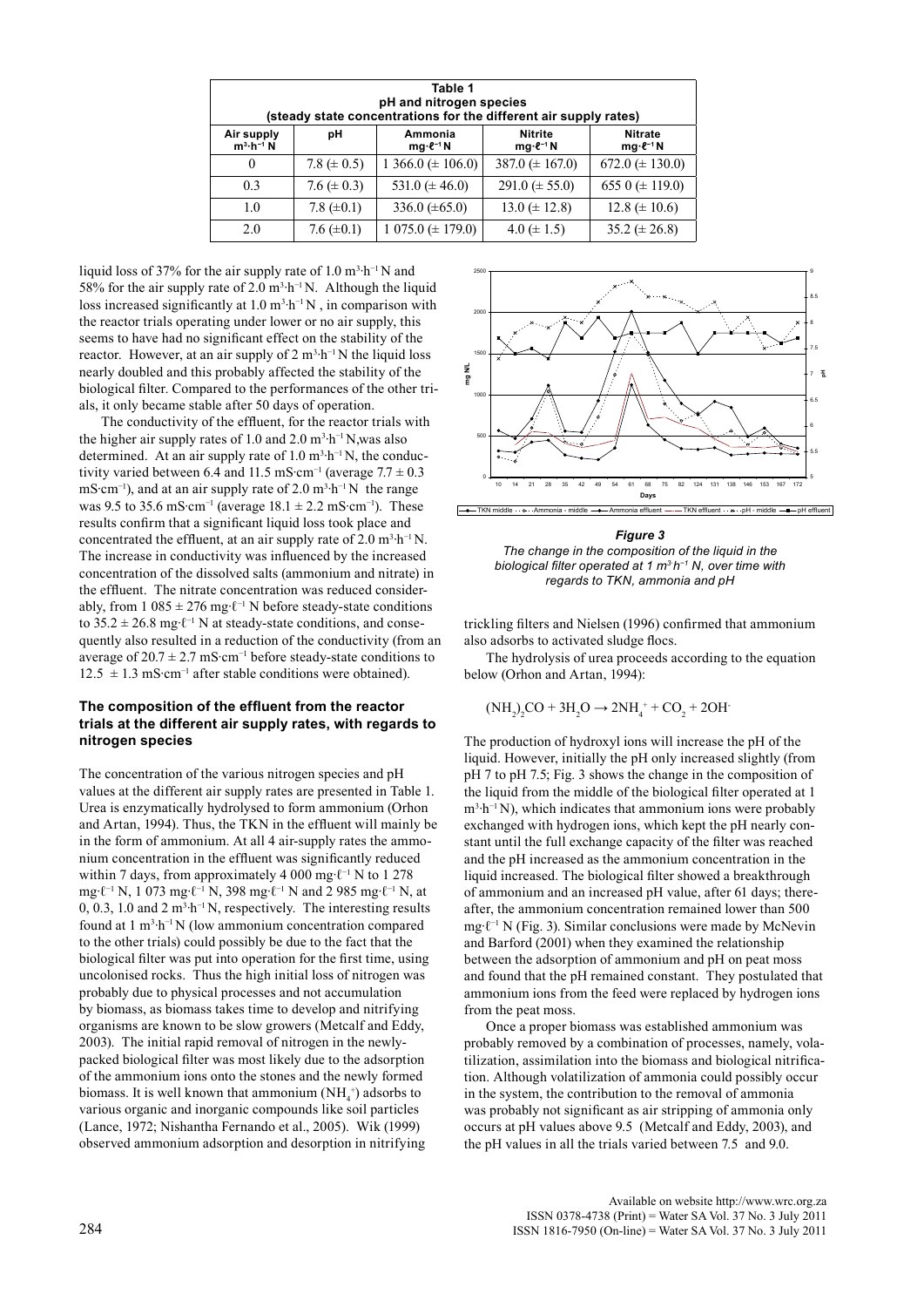**Table 1**
**pH and nitrogen species**
**(steady state concentrations for the different air supply rates)**

| Air supply $m^3 \cdot h^{-1}$ N | pH | Ammonia mg·ℓ⁻¹ N | Nitrite mg·ℓ⁻¹ N | Nitrate mg·ℓ⁻¹ N |
|---|---|---|---|---|
| 0 | 7.8 (± 0.5) | 1 366.0 (± 106.0) | 387.0 (± 167.0) | 672.0 (± 130.0) |
| 0.3 | 7.6 (± 0.3) | 531.0 (± 46.0) | 291.0 (± 55.0) | 655 0 (± 119.0) |
| 1.0 | 7.8 (±0.1) | 336.0 (±65.0) | 13.0 (± 12.8) | 12.8 (± 10.6) |
| 2.0 | 7.6 (±0.1) | 1 075.0 (± 179.0) | 4.0 (± 1.5) | 35.2 (± 26.8) |

liquid loss of 37% for the air supply rate of 1.0 $m^3 \cdot h^{-1}$ N and 58% for the air supply rate of 2.0 $m^3 \cdot h^{-1}$ N. Although the liquid loss increased significantly at 1.0 $m^3 \cdot h^{-1}$ N , in comparison with the reactor trials operating under lower or no air supply, this seems to have had no significant effect on the stability of the reactor. However, at an air supply of 2 $m^3 \cdot h^{-1}$ N the liquid loss nearly doubled and this probably affected the stability of the biological filter. Compared to the performances of the other trials, it only became stable after 50 days of operation.

The conductivity of the effluent, for the reactor trials with the higher air supply rates of 1.0 and 2.0 $m^3 \cdot h^{-1}$ N,was also determined. At an air supply rate of 1.0 $m^3 \cdot h^{-1}$ N, the conductivity varied between 6.4 and 11.5 $mS \cdot cm^{-1}$ (average 7.7 ± 0.3 $mS \cdot cm^{-1}$), and at an air supply rate of 2.0 $m^3 \cdot h^{-1}$ N the range was 9.5 to 35.6 $mS \cdot cm^{-1}$ (average 18.1 ± 2.2 $mS \cdot cm^{-1}$). These results confirm that a significant liquid loss took place and concentrated the effluent, at an air supply rate of 2.0 $m^3 \cdot h^{-1}$ N. The increase in conductivity was influenced by the increased concentration of the dissolved salts (ammonium and nitrate) in the effluent. The nitrate concentration was reduced considerably, from 1 085 ± 276 mg·ℓ⁻¹ N before steady-state conditions to 35.2 ± 26.8 mg·ℓ⁻¹ N at steady-state conditions, and consequently also resulted in a reduction of the conductivity (from an average of 20.7 ± 2.7 $mS \cdot cm^{-1}$ before steady-state conditions to 12.5 ± 1.3 $mS \cdot cm^{-1}$ after stable conditions were obtained).

### The composition of the effluent from the reactor trials at the different air supply rates, with regards to nitrogen species

The concentration of the various nitrogen species and pH values at the different air supply rates are presented in Table 1. Urea is enzymatically hydrolysed to form ammonium (Orhon and Artan, 1994). Thus, the TKN in the effluent will mainly be in the form of ammonium. At all 4 air-supply rates the ammonium concentration in the effluent was significantly reduced within 7 days, from approximately 4 000 mg·ℓ⁻¹ N to 1 278 mg·ℓ⁻¹ N, 1 073 mg·ℓ⁻¹ N, 398 mg·ℓ⁻¹ N and 2 985 mg·ℓ⁻¹ N, at 0, 0.3, 1.0 and 2 $m^3 \cdot h^{-1}$ N, respectively. The interesting results found at 1 $m^3 \cdot h^{-1}$ N (low ammonium concentration compared to the other trials) could possibly be due to the fact that the biological filter was put into operation for the first time, using uncolonised rocks. Thus the high initial loss of nitrogen was probably due to physical processes and not accumulation by biomass, as biomass takes time to develop and nitrifying organisms are known to be slow growers (Metcalf and Eddy, 2003). The initial rapid removal of nitrogen in the newly-packed biological filter was most likely due to the adsorption of the ammonium ions onto the stones and the newly formed biomass. It is well known that ammonium ($NH_4^+$) adsorbs to various organic and inorganic compounds like soil particles (Lance, 1972; Nishantha Fernando et al., 2005). Wik (1999) observed ammonium adsorption and desorption in nitrifying

*Figure 3*
*The change in the composition of the liquid in the biological filter operated at 1 $m^3 h^{-1}$ N, over time with regards to TKN, ammonia and pH*

trickling filters and Nielsen (1996) confirmed that ammonium also adsorbs to activated sludge flocs.

The hydrolysis of urea proceeds according to the equation below (Orhon and Artan, 1994):

$$(NH_2)_2CO + 3H_2O \rightarrow 2NH_4^+ + CO_2 + 2OH^-$$

The production of hydroxyl ions will increase the pH of the liquid. However, initially the pH only increased slightly (from pH 7 to pH 7.5; Fig. 3 shows the change in the composition of the liquid from the middle of the biological filter operated at 1 $m^3 \cdot h^{-1}$ N), which indicates that ammonium ions were probably exchanged with hydrogen ions, which kept the pH nearly constant until the full exchange capacity of the filter was reached and the pH increased as the ammonium concentration in the liquid increased. The biological filter showed a breakthrough of ammonium and an increased pH value, after 61 days; thereafter, the ammonium concentration remained lower than 500 mg·ℓ⁻¹ N (Fig. 3). Similar conclusions were made by McNevin and Barford (2001) when they examined the relationship between the adsorption of ammonium and pH on peat moss and found that the pH remained constant. They postulated that ammonium ions from the feed were replaced by hydrogen ions from the peat moss.

Once a proper biomass was established ammonium was probably removed by a combination of processes, namely, volatilization, assimilation into the biomass and biological nitrification. Although volatilization of ammonia could possibly occur in the system, the contribution to the removal of ammonia was probably not significant as air stripping of ammonia only occurs at pH values above 9.5 (Metcalf and Eddy, 2003), and the pH values in all the trials varied between 7.5 and 9.0.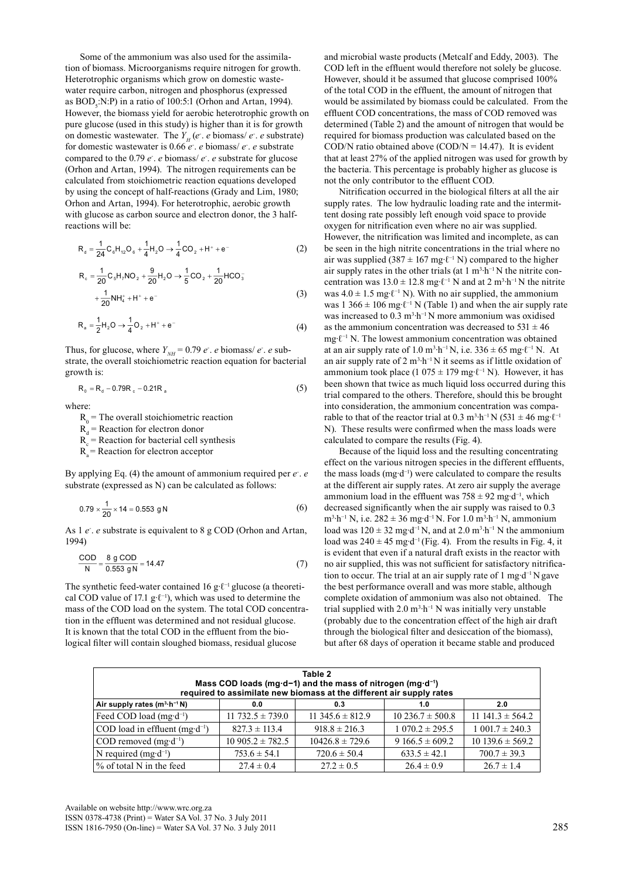Some of the ammonium was also used for the assimilation of biomass. Microorganisms require nitrogen for growth. Heterotrophic organisms which grow on domestic wastewater require carbon, nitrogen and phosphorus (expressed as $BOD_5$:N:P) in a ratio of 100:5:1 (Orhon and Artan, 1994). However, the biomass yield for aerobic heterotrophic growth on pure glucose (used in this study) is higher than it is for growth on domestic wastewater. The $Y_H$ ($e^-$. *e* biomass/ $e^-$. *e* substrate) for domestic wastewater is 0.66 $e^-$. *e* biomass/ $e^-$. *e* substrate compared to the 0.79 $e^-$. *e* biomass/ $e^-$. *e* substrate for glucose (Orhon and Artan, 1994). The nitrogen requirements can be calculated from stoichiometric reaction equations developed by using the concept of half-reactions (Grady and Lim, 1980; Orhon and Artan, 1994). For heterotrophic, aerobic growth with glucose as carbon source and electron donor, the 3 half-reactions will be:

$$R_d = \frac{1}{24}C_6H_{12}O_6 + \frac{1}{4}H_2O \rightarrow \frac{1}{4}CO_2 + H^+ + e^- \tag{2}$$

$$R_c = \frac{1}{20}C_5H_7NO_2 + \frac{9}{20}H_2O \rightarrow \frac{1}{5}CO_2 + \frac{1}{20}HCO_3^- + \frac{1}{20}NH_4^+ + H^+ + e^- \tag{3}$$

$$R_a = \frac{1}{2}H_2O \rightarrow \frac{1}{4}O_2 + H^+ + e^- \tag{4}$$

Thus, for glucose, where $Y_{NH} = 0.79$ $e^-$. *e* biomass/ $e^-$. *e* substrate, the overall stoichiometric reaction equation for bacterial growth is:

$$R_0 = R_d - 0.79R_c - 0.21R_a \tag{5}$$

where:

$R_0$ = The overall stoichiometric reaction
$R_d$ = Reaction for electron donor
$R_c$ = Reaction for bacterial cell synthesis
$R_a$ = Reaction for electron acceptor

By applying Eq. (4) the amount of ammonium required per $e^-$. *e* substrate (expressed as N) can be calculated as follows:

$$0.79 \times \frac{1}{20} \times 14 = 0.553 \text{ g N} \tag{6}$$

As 1 $e^-$. *e* substrate is equivalent to 8 g COD (Orhon and Artan, 1994)

$$\frac{COD}{N} = \frac{8 \text{ g COD}}{0.553 \text{ g N}} = 14.47 \tag{7}$$

The synthetic feed-water contained 16 g·ℓ⁻¹ glucose (a theoretical COD value of 17.1 g·ℓ⁻¹), which was used to determine the mass of the COD load on the system. The total COD concentration in the effluent was determined and not residual glucose. It is known that the total COD in the effluent from the biological filter will contain sloughed biomass, residual glucose and microbial waste products (Metcalf and Eddy, 2003). The COD left in the effluent would therefore not solely be glucose. However, should it be assumed that glucose comprised 100% of the total COD in the effluent, the amount of nitrogen that would be assimilated by biomass could be calculated. From the effluent COD concentrations, the mass of COD removed was determined (Table 2) and the amount of nitrogen that would be required for biomass production was calculated based on the COD/N ratio obtained above (COD/N = 14.47). It is evident that at least 27% of the applied nitrogen was used for growth by the bacteria. This percentage is probably higher as glucose is not the only contributor to the effluent COD.

Nitrification occurred in the biological filters at all the air supply rates. The low hydraulic loading rate and the intermittent dosing rate possibly left enough void space to provide oxygen for nitrification even where no air was supplied. However, the nitrification was limited and incomplete, as can be seen in the high nitrite concentrations in the trial where no air was supplied (387 ± 167 mg·ℓ⁻¹ N) compared to the higher air supply rates in the other trials (at 1 m³·h⁻¹ N the nitrite concentration was 13.0 ± 12.8 mg·ℓ⁻¹ N and at 2 m³·h⁻¹ N the nitrite was 4.0 ± 1.5 mg·ℓ⁻¹ N). With no air supplied, the ammonium was 1 366 ± 106 mg·ℓ⁻¹ N (Table 1) and when the air supply rate was increased to 0.3 m³·h⁻¹ N more ammonium was oxidised as the ammonium concentration was decreased to 531 ± 46 mg·ℓ⁻¹ N. The lowest ammonium concentration was obtained at an air supply rate of 1.0 m³·h⁻¹ N, i.e. 336 ± 65 mg·ℓ⁻¹ N. At an air supply rate of 2 m³·h⁻¹ N it seems as if little oxidation of ammonium took place (1 075 ± 179 mg·ℓ⁻¹ N). However, it has been shown that twice as much liquid loss occurred during this trial compared to the others. Therefore, should this be brought into consideration, the ammonium concentration was comparable to that of the reactor trial at 0.3 m³·h⁻¹ N (531 ± 46 mg·ℓ⁻¹ N). These results were confirmed when the mass loads were calculated to compare the results (Fig. 4).

Because of the liquid loss and the resulting concentrating effect on the various nitrogen species in the different effluents, the mass loads (mg·d⁻¹) were calculated to compare the results at the different air supply rates. At zero air supply the average ammonium load in the effluent was 758 ± 92 mg·d⁻¹, which decreased significantly when the air supply was raised to 0.3 m³·h⁻¹ N, i.e. 282 ± 36 mg·d⁻¹ N. For 1.0 m³·h⁻¹ N, ammonium load was 120 ± 32 mg·d⁻¹ N, and at 2.0 m³·h⁻¹ N the ammonium load was 240 ± 45 mg·d⁻¹ (Fig. 4). From the results in Fig. 4, it is evident that even if a natural draft exists in the reactor with no air supplied, this was not sufficient for satisfactory nitrification to occur. The trial at an air supply rate of 1 mg·d⁻¹ N gave the best performance overall and was more stable, although complete oxidation of ammonium was also not obtained. The trial supplied with 2.0 m³·h⁻¹ N was initially very unstable (probably due to the concentration effect of the high air draft through the biological filter and desiccation of the biomass), but after 68 days of operation it became stable and produced

**Table 2**
**Mass COD loads (mg·d−1) and the mass of nitrogen (mg·d⁻¹) required to assimilate new biomass at the different air supply rates**

| Air supply rates (m³·h⁻¹ N) | 0.0 | 0.3 | 1.0 | 2.0 |
|---|---|---|---|---|
| Feed COD load (mg·d⁻¹) | 11 732.5 ± 739.0 | 11 345.6 ± 812.9 | 10 236.7 ± 500.8 | 11 141.3 ± 564.2 |
| COD load in effluent (mg·d⁻¹) | 827.3 ± 113.4 | 918.8 ± 216.3 | 1 070.2 ± 295.5 | 1 001.7 ± 240.3 |
| COD removed (mg·d⁻¹) | 10 905.2 ± 782.5 | 10426.8 ± 729.6 | 9 166.5 ± 609.2 | 10 139.6 ± 569.2 |
| N required (mg·d⁻¹) | 753.6 ± 54.1 | 720.6 ± 50.4 | 633.5 ± 42.1 | 700.7 ± 39.3 |
| % of total N in the feed | 27.4 ± 0.4 | 27.2 ± 0.5 | 26.4 ± 0.9 | 26.7 ± 1.4 |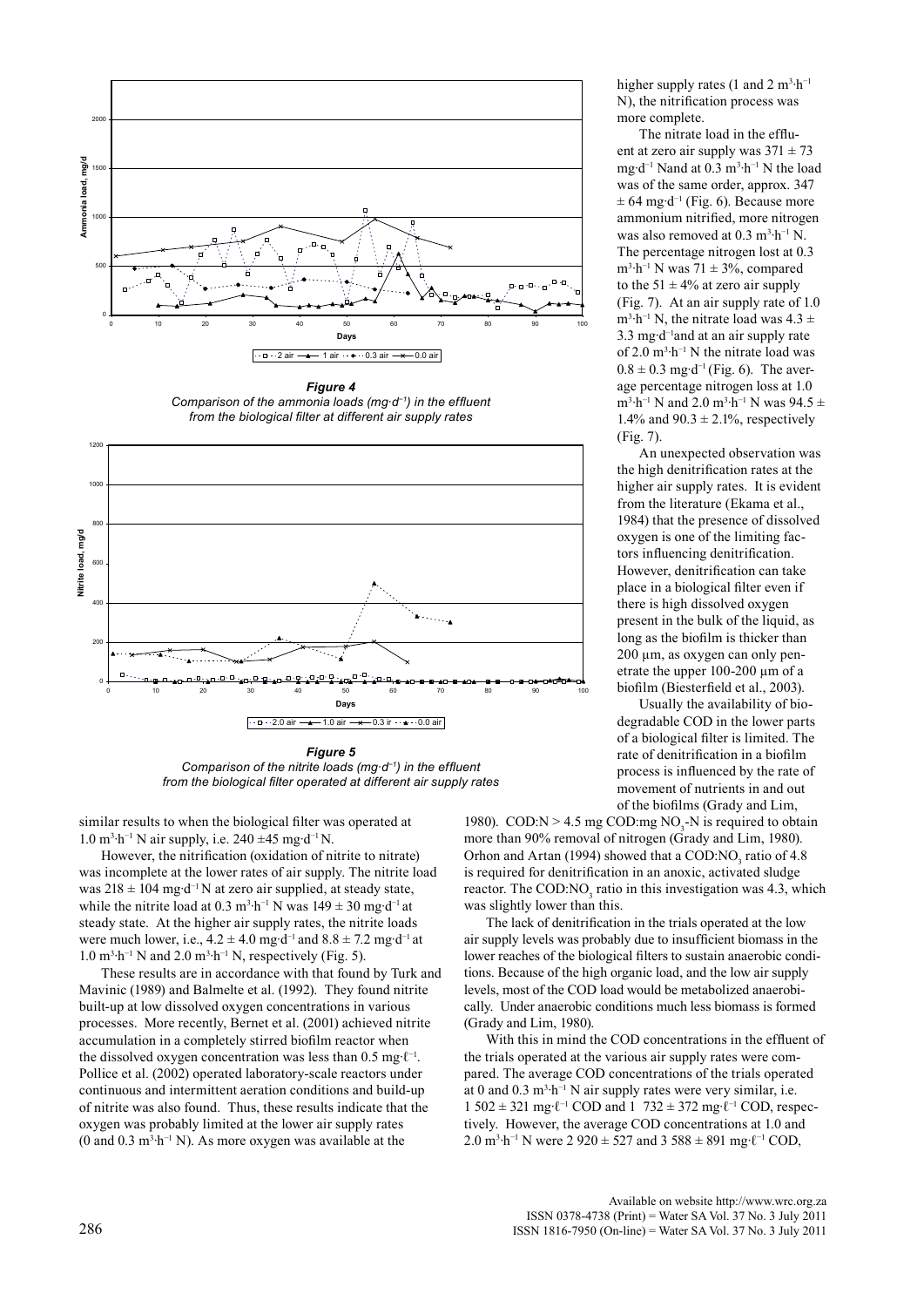*Figure 4*
*Comparison of the ammonia loads ($mg \cdot d^{-1}$) in the effluent from the biological filter at different air supply rates*

*Figure 5*
*Comparison of the nitrite loads ($mg \cdot d^{-1}$) in the effluent from the biological filter operated at different air supply rates*

similar results to when the biological filter was operated at 1.0 $m^3 \cdot h^{-1}$ N air supply, i.e. 240 ±45 $mg \cdot d^{-1}$ N.

However, the nitrification (oxidation of nitrite to nitrate) was incomplete at the lower rates of air supply. The nitrite load was 218 ± 104 $mg \cdot d^{-1}$ N at zero air supplied, at steady state, while the nitrite load at 0.3 $m^3 \cdot h^{-1}$ N was 149 ± 30 $mg \cdot d^{-1}$ at steady state. At the higher air supply rates, the nitrite loads were much lower, i.e., 4.2 ± 4.0 $mg \cdot d^{-1}$ and 8.8 ± 7.2 $mg \cdot d^{-1}$ at 1.0 $m^3 \cdot h^{-1}$ N and 2.0 $m^3 \cdot h^{-1}$ N, respectively (Fig. 5).

These results are in accordance with that found by Turk and Mavinic (1989) and Balmelte et al. (1992). They found nitrite built-up at low dissolved oxygen concentrations in various processes. More recently, Bernet et al. (2001) achieved nitrite accumulation in a completely stirred biofilm reactor when the dissolved oxygen concentration was less than 0.5 $mg \cdot \ell^{-1}$. Pollice et al. (2002) operated laboratory-scale reactors under continuous and intermittent aeration conditions and build-up of nitrite was also found. Thus, these results indicate that the oxygen was probably limited at the lower air supply rates (0 and 0.3 $m^3 \cdot h^{-1}$ N). As more oxygen was available at the higher supply rates (1 and 2 $m^3 \cdot h^{-1}$ N), the nitrification process was more complete.

The nitrate load in the effluent at zero air supply was 371 ± 73 $mg \cdot d^{-1}$ Nand at 0.3 $m^3 \cdot h^{-1}$ N the load was of the same order, approx. 347 ± 64 $mg \cdot d^{-1}$ (Fig. 6). Because more ammonium nitrified, more nitrogen was also removed at 0.3 $m^3 \cdot h^{-1}$ N. The percentage nitrogen lost at 0.3 $m^3 \cdot h^{-1}$ N was 71 ± 3%, compared to the 51 ± 4% at zero air supply (Fig. 7). At an air supply rate of 1.0 $m^3 \cdot h^{-1}$ N, the nitrate load was 4.3 ± 3.3 $mg \cdot d^{-1}$and at an air supply rate of 2.0 $m^3 \cdot h^{-1}$ N the nitrate load was 0.8 ± 0.3 $mg \cdot d^{-1}$ (Fig. 6). The average percentage nitrogen loss at 1.0 $m^3 \cdot h^{-1}$ N and 2.0 $m^3 \cdot h^{-1}$ N was 94.5 ± 1.4% and 90.3 ± 2.1%, respectively (Fig. 7).

An unexpected observation was the high denitrification rates at the higher air supply rates. It is evident from the literature (Ekama et al., 1984) that the presence of dissolved oxygen is one of the limiting factors influencing denitrification. However, denitrification can take place in a biological filter even if there is high dissolved oxygen present in the bulk of the liquid, as long as the biofilm is thicker than 200 µm, as oxygen can only penetrate the upper 100-200 µm of a biofilm (Biesterfield et al., 2003).

Usually the availability of biodegradable COD in the lower parts of a biological filter is limited. The rate of denitrification in a biofilm process is influenced by the rate of movement of nutrients in and out of the biofilms (Grady and Lim, 1980). COD:N > 4.5 mg COD:mg $NO_3$-N is required to obtain more than 90% removal of nitrogen (Grady and Lim, 1980). Orhon and Artan (1994) showed that a COD:$NO_3$ ratio of 4.8 is required for denitrification in an anoxic, activated sludge reactor. The COD:$NO_3$ ratio in this investigation was 4.3, which was slightly lower than this.

The lack of denitrification in the trials operated at the low air supply levels was probably due to insufficient biomass in the lower reaches of the biological filters to sustain anaerobic conditions. Because of the high organic load, and the low air supply levels, most of the COD load would be metabolized anaerobically. Under anaerobic conditions much less biomass is formed (Grady and Lim, 1980).

With this in mind the COD concentrations in the effluent of the trials operated at the various air supply rates were compared. The average COD concentrations of the trials operated at 0 and 0.3 $m^3 \cdot h^{-1}$ N air supply rates were very similar, i.e. 1 502 ± 321 $mg \cdot \ell^{-1}$ COD and 1 732 ± 372 $mg \cdot \ell^{-1}$ COD, respectively. However, the average COD concentrations at 1.0 and 2.0 $m^3 \cdot h^{-1}$ N were 2 920 ± 527 and 3 588 ± 891 $mg \cdot \ell^{-1}$ COD,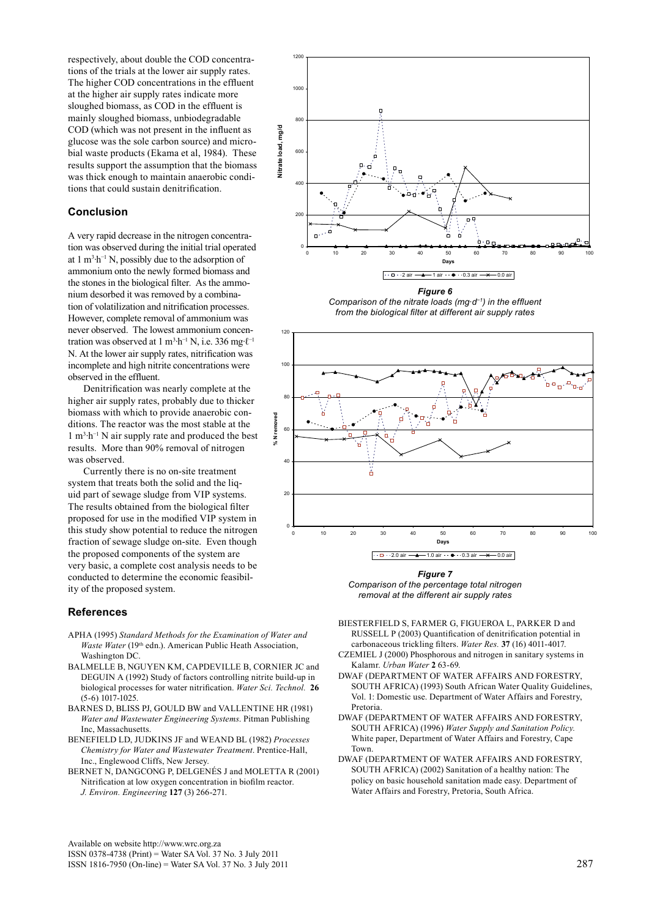respectively, about double the COD concentrations of the trials at the lower air supply rates. The higher COD concentrations in the effluent at the higher air supply rates indicate more sloughed biomass, as COD in the effluent is mainly sloughed biomass, unbiodegradable COD (which was not present in the influent as glucose was the sole carbon source) and microbial waste products (Ekama et al, 1984). These results support the assumption that the biomass was thick enough to maintain anaerobic conditions that could sustain denitrification.

## Conclusion

A very rapid decrease in the nitrogen concentration was observed during the initial trial operated at 1 $m^3 \cdot h^{-1}$ N, possibly due to the adsorption of ammonium onto the newly formed biomass and the stones in the biological filter. As the ammonium desorbed it was removed by a combination of volatilization and nitrification processes. However, complete removal of ammonium was never observed. The lowest ammonium concentration was observed at 1 $m^3 \cdot h^{-1}$ N, i.e. 336 $mg \cdot \ell^{-1}$ N. At the lower air supply rates, nitrification was incomplete and high nitrite concentrations were observed in the effluent.

Denitrification was nearly complete at the higher air supply rates, probably due to thicker biomass with which to provide anaerobic conditions. The reactor was the most stable at the 1 $m^3 \cdot h^{-1}$ N air supply rate and produced the best results. More than 90% removal of nitrogen was observed.

Currently there is no on-site treatment system that treats both the solid and the liquid part of sewage sludge from VIP systems. The results obtained from the biological filter proposed for use in the modified VIP system in this study show potential to reduce the nitrogen fraction of sewage sludge on-site. Even though the proposed components of the system are very basic, a complete cost analysis needs to be conducted to determine the economic feasibility of the proposed system.

**Figure 6**
*Comparison of the nitrate loads ($mg \cdot d^{-1}$) in the effluent from the biological filter at different air supply rates*

**Figure 7**
*Comparison of the percentage total nitrogen removal at the different air supply rates*

## References

APHA (1995) *Standard Methods for the Examination of Water and Waste Water* (19th edn.). American Public Heath Association, Washington DC.

BALMELLE B, NGUYEN KM, CAPDEVILLE B, CORNIER JC and DEGUIN A (1992) Study of factors controlling nitrite build-up in biological processes for water nitrification. *Water Sci. Technol.* **26** (5-6) 1017-1025.

BARNES D, BLISS PJ, GOULD BW and VALLENTINE HR (1981) *Water and Wastewater Engineering Systems*. Pitman Publishing Inc, Massachusetts.

BENEFIELD LD, JUDKINS JF and WEAND BL (1982) *Processes Chemistry for Water and Wastewater Treatment*. Prentice-Hall, Inc., Englewood Cliffs, New Jersey.

BERNET N, DANGCONG P, DELGENÉS J and MOLETTA R (2001) Nitrification at low oxygen concentration in biofilm reactor. *J. Environ. Engineering* **127** (3) 266-271.

BIESTERFIELD S, FARMER G, FIGUEROA L, PARKER D and RUSSELL P (2003) Quantification of denitrification potential in carbonaceous trickling filters. *Water Res.* **37** (16) 4011-4017.

CZEMIEL J (2000) Phosphorous and nitrogen in sanitary systems in Kalamr. *Urban Water* **2** 63-69.

DWAF (DEPARTMENT OF WATER AFFAIRS AND FORESTRY, SOUTH AFRICA) (1993) South African Water Quality Guidelines, Vol. 1: Domestic use. Department of Water Affairs and Forestry, Pretoria.

DWAF (DEPARTMENT OF WATER AFFAIRS AND FORESTRY, SOUTH AFRICA) (1996) *Water Supply and Sanitation Policy.* White paper, Department of Water Affairs and Forestry, Cape Town.

DWAF (DEPARTMENT OF WATER AFFAIRS AND FORESTRY, SOUTH AFRICA) (2002) Sanitation of a healthy nation: The policy on basic household sanitation made easy. Department of Water Affairs and Forestry, Pretoria, South Africa.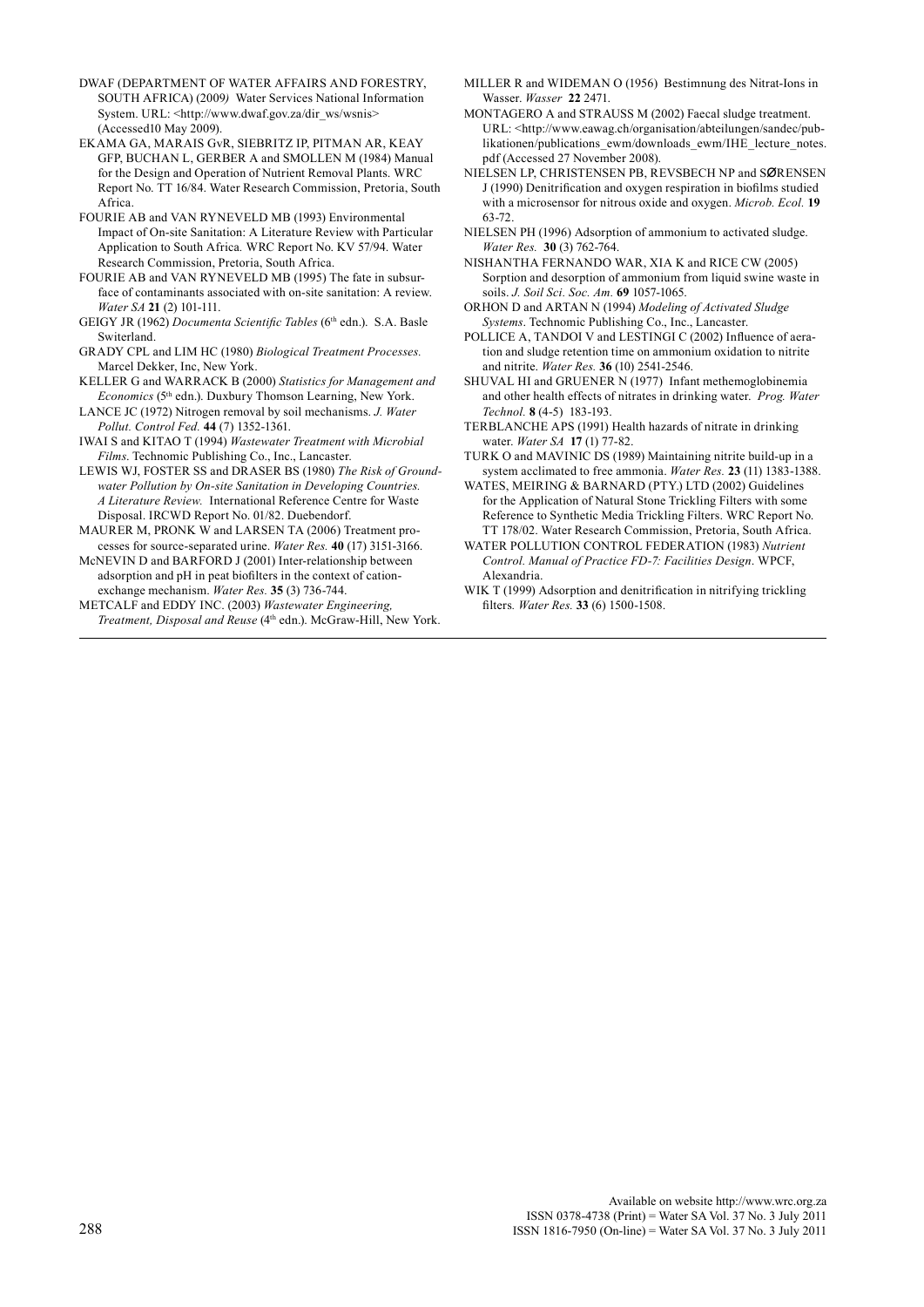DWAF (DEPARTMENT OF WATER AFFAIRS AND FORESTRY, SOUTH AFRICA) (2009*)* Water Services National Information System. URL: <http://www.dwaf.gov.za/dir_ws/wsnis> (Accessed10 May 2009).

EKAMA GA, MARAIS GvR, SIEBRITZ IP, PITMAN AR, KEAY GFP, BUCHAN L, GERBER A and SMOLLEN M (1984) Manual for the Design and Operation of Nutrient Removal Plants. WRC Report No. TT 16/84. Water Research Commission, Pretoria, South Africa.

FOURIE AB and VAN RYNEVELD MB (1993) Environmental Impact of On-site Sanitation: A Literature Review with Particular Application to South Africa*.* WRC Report No. KV 57/94. Water Research Commission, Pretoria, South Africa.

FOURIE AB and VAN RYNEVELD MB (1995) The fate in subsurface of contaminants associated with on-site sanitation: A review. *Water SA* **21** (2) 101-111.

GEIGY JR (1962) *Documenta Scientific Tables* (6th edn.). S.A. Basle Switerland.

GRADY CPL and LIM HC (1980) *Biological Treatment Processes.* Marcel Dekker, Inc, New York.

KELLER G and WARRACK B (2000) *Statistics for Management and Economics* (5th edn.). Duxbury Thomson Learning, New York.

LANCE JC (1972) Nitrogen removal by soil mechanisms. *J. Water Pollut. Control Fed.* **44** (7) 1352-1361.

IWAI S and KITAO T (1994) *Wastewater Treatment with Microbial Films*. Technomic Publishing Co., Inc., Lancaster.

LEWIS WJ, FOSTER SS and DRASER BS (1980) *The Risk of Groundwater Pollution by On-site Sanitation in Developing Countries. A Literature Review.* International Reference Centre for Waste Disposal. IRCWD Report No. 01/82. Duebendorf.

MAURER M, PRONK W and LARSEN TA (2006) Treatment processes for source-separated urine. *Water Res.* **40** (17) 3151-3166.

McNEVIN D and BARFORD J (2001) Inter-relationship between adsorption and pH in peat biofilters in the context of cation-exchange mechanism. *Water Res.* **35** (3) 736-744.

METCALF and EDDY INC. (2003) *Wastewater Engineering, Treatment, Disposal and Reuse* (4th edn.). McGraw-Hill, New York.

MILLER R and WIDEMAN O (1956) Bestimnung des Nitrat-Ions in Wasser. *Wasser* **22** 2471.

MONTAGERO A and STRAUSS M (2002) Faecal sludge treatment. URL: <http://www.eawag.ch/organisation/abteilungen/sandec/publikationen/publications_ewm/downloads_ewm/IHE_lecture_notes.pdf (Accessed 27 November 2008).

NIELSEN LP, CHRISTENSEN PB, REVSBECH NP and SØRENSEN J (1990) Denitrification and oxygen respiration in biofilms studied with a microsensor for nitrous oxide and oxygen. *Microb. Ecol.* **19** 63-72.

NIELSEN PH (1996) Adsorption of ammonium to activated sludge. *Water Res.* **30** (3) 762-764.

NISHANTHA FERNANDO WAR, XIA K and RICE CW (2005) Sorption and desorption of ammonium from liquid swine waste in soils. *J. Soil Sci. Soc. Am.* **69** 1057-1065.

ORHON D and ARTAN N (1994) *Modeling of Activated Sludge Systems*. Technomic Publishing Co., Inc., Lancaster.

POLLICE A, TANDOI V and LESTINGI C (2002) Influence of aeration and sludge retention time on ammonium oxidation to nitrite and nitrite. *Water Res.* **36** (10) 2541-2546.

SHUVAL HI and GRUENER N (1977) Infant methemoglobinemia and other health effects of nitrates in drinking water. *Prog. Water Technol.* **8** (4-5) 183-193.

TERBLANCHE APS (1991) Health hazards of nitrate in drinking water. *Water SA* **17** (1) 77-82.

TURK O and MAVINIC DS (1989) Maintaining nitrite build-up in a system acclimated to free ammonia. *Water Res.* **23** (11) 1383-1388.

WATES, MEIRING & BARNARD (PTY.) LTD (2002) Guidelines for the Application of Natural Stone Trickling Filters with some Reference to Synthetic Media Trickling Filters. WRC Report No. TT 178/02. Water Research Commission, Pretoria, South Africa.

WATER POLLUTION CONTROL FEDERATION (1983) *Nutrient Control. Manual of Practice FD-7: Facilities Design*. WPCF, Alexandria.

WIK T (1999) Adsorption and denitrification in nitrifying trickling filters*. Water Res.* **33** (6) 1500-1508.